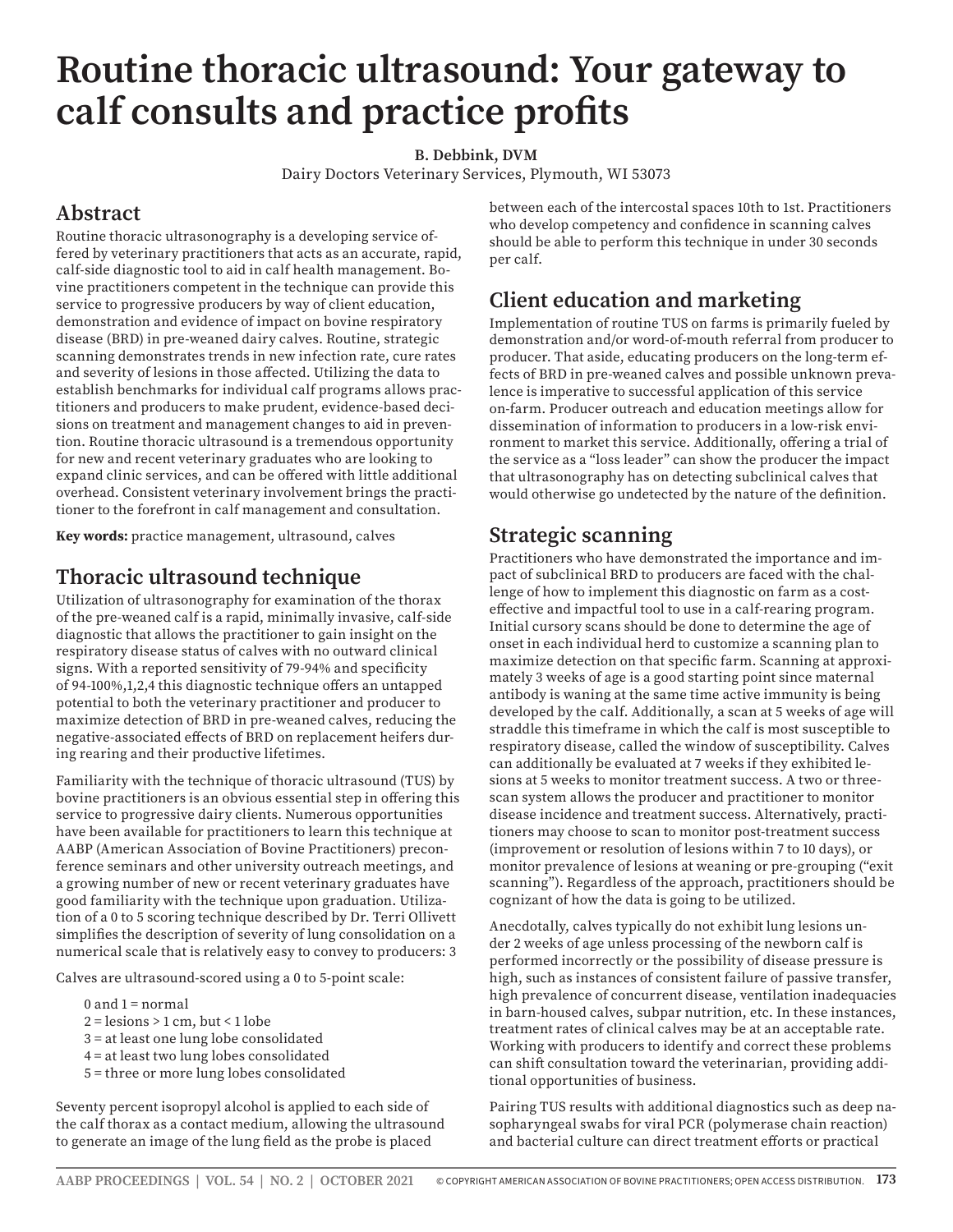# Routine thoracic ultrasound: Your gateway to calf consults and practice profits

**B. Debbink, DVM**

Dairy Doctors Veterinary Services, Plymouth, WI 53073

## Abstract

Routine thoracic ultrasonography is a developing service offered by veterinary practitioners that acts as an accurate, rapid, calf-side diagnostic tool to aid in calf health management. Bovine practitioners competent in the technique can provide this service to progressive producers by way of client education, demonstration and evidence of impact on bovine respiratory disease (BRD) in pre-weaned dairy calves. Routine, strategic scanning demonstrates trends in new infection rate, cure rates and severity of lesions in those affected. Utilizing the data to establish benchmarks for individual calf programs allows practitioners and producers to make prudent, evidence-based decisions on treatment and management changes to aid in prevention. Routine thoracic ultrasound is a tremendous opportunity for new and recent veterinary graduates who are looking to expand clinic services, and can be offered with little additional overhead. Consistent veterinary involvement brings the practitioner to the forefront in calf management and consultation.

**Key words:** practice management, ultrasound, calves

## Thoracic ultrasound technique

Utilization of ultrasonography for examination of the thorax of the pre-weaned calf is a rapid, minimally invasive, calf-side diagnostic that allows the practitioner to gain insight on the respiratory disease status of calves with no outward clinical signs. With a reported sensitivity of 79-94% and specificity of 94-100%,[1,2,4] this diagnostic technique offers an untapped potential to both the veterinary practitioner and producer to maximize detection of BRD in pre-weaned calves, reducing the negative-associated effects of BRD on replacement heifers during rearing and their productive lifetimes.

Familiarity with the technique of thoracic ultrasound (TUS) by bovine practitioners is an obvious essential step in offering this service to progressive dairy clients. Numerous opportunities have been available for practitioners to learn this technique at AABP (American Association of Bovine Practitioners) preconference seminars and other university outreach meetings, and a growing number of new or recent veterinary graduates have good familiarity with the technique upon graduation. Utilization of a 0 to 5 scoring technique described by Dr. Terri Ollivett simplifies the description of severity of lung consolidation on a numerical scale that is relatively easy to convey to producers: [3]

Calves are ultrasound-scored using a 0 to 5-point scale:

- 0 and 1 = normal
- 2 = lesions > 1 cm, but < 1 lobe
- 3 = at least one lung lobe consolidated
- 4 = at least two lung lobes consolidated
- 5 = three or more lung lobes consolidated

Seventy percent isopropyl alcohol is applied to each side of the calf thorax as a contact medium, allowing the ultrasound to generate an image of the lung field as the probe is placed between each of the intercostal spaces 10th to 1st. Practitioners who develop competency and confidence in scanning calves should be able to perform this technique in under 30 seconds per calf.

## Client education and marketing

Implementation of routine TUS on farms is primarily fueled by demonstration and/or word-of-mouth referral from producer to producer. That aside, educating producers on the long-term effects of BRD in pre-weaned calves and possible unknown prevalence is imperative to successful application of this service on-farm. Producer outreach and education meetings allow for dissemination of information to producers in a low-risk environment to market this service. Additionally, offering a trial of the service as a "loss leader" can show the producer the impact that ultrasonography has on detecting subclinical calves that would otherwise go undetected by the nature of the definition.

## Strategic scanning

Practitioners who have demonstrated the importance and impact of subclinical BRD to producers are faced with the challenge of how to implement this diagnostic on farm as a cost-effective and impactful tool to use in a calf-rearing program. Initial cursory scans should be done to determine the age of onset in each individual herd to customize a scanning plan to maximize detection on that specific farm. Scanning at approximately 3 weeks of age is a good starting point since maternal antibody is waning at the same time active immunity is being developed by the calf. Additionally, a scan at 5 weeks of age will straddle this timeframe in which the calf is most susceptible to respiratory disease, called the window of susceptibility. Calves can additionally be evaluated at 7 weeks if they exhibited lesions at 5 weeks to monitor treatment success. A two or three-scan system allows the producer and practitioner to monitor disease incidence and treatment success. Alternatively, practitioners may choose to scan to monitor post-treatment success (improvement or resolution of lesions within 7 to 10 days), or monitor prevalence of lesions at weaning or pre-grouping ("exit scanning"). Regardless of the approach, practitioners should be cognizant of how the data is going to be utilized.

Anecdotally, calves typically do not exhibit lung lesions under 2 weeks of age unless processing of the newborn calf is performed incorrectly or the possibility of disease pressure is high, such as instances of consistent failure of passive transfer, high prevalence of concurrent disease, ventilation inadequacies in barn-housed calves, subpar nutrition, etc. In these instances, treatment rates of clinical calves may be at an acceptable rate. Working with producers to identify and correct these problems can shift consultation toward the veterinarian, providing additional opportunities of business.

Pairing TUS results with additional diagnostics such as deep nasopharyngeal swabs for viral PCR (polymerase chain reaction) and bacterial culture can direct treatment efforts or practical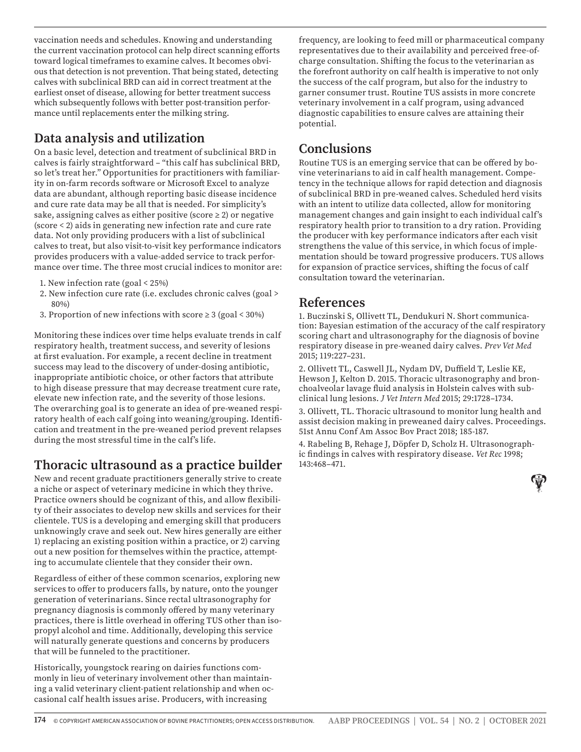vaccination needs and schedules. Knowing and understanding the current vaccination protocol can help direct scanning efforts toward logical timeframes to examine calves. It becomes obvious that detection is not prevention. That being stated, detecting calves with subclinical BRD can aid in correct treatment at the earliest onset of disease, allowing for better treatment success which subsequently follows with better post-transition performance until replacements enter the milking string.

## Data analysis and utilization

On a basic level, detection and treatment of subclinical BRD in calves is fairly straightforward – "this calf has subclinical BRD, so let's treat her." Opportunities for practitioners with familiarity in on-farm records software or Microsoft Excel to analyze data are abundant, although reporting basic disease incidence and cure rate data may be all that is needed. For simplicity's sake, assigning calves as either positive (score ≥ 2) or negative (score < 2) aids in generating new infection rate and cure rate data. Not only providing producers with a list of subclinical calves to treat, but also visit-to-visit key performance indicators provides producers with a value-added service to track performance over time. The three most crucial indices to monitor are:

1. New infection rate (goal < 25%)
2. New infection cure rate (i.e. excludes chronic calves (goal > 80%)
3. Proportion of new infections with score ≥ 3 (goal < 30%)

Monitoring these indices over time helps evaluate trends in calf respiratory health, treatment success, and severity of lesions at first evaluation. For example, a recent decline in treatment success may lead to the discovery of under-dosing antibiotic, inappropriate antibiotic choice, or other factors that attribute to high disease pressure that may decrease treatment cure rate, elevate new infection rate, and the severity of those lesions. The overarching goal is to generate an idea of pre-weaned respiratory health of each calf going into weaning/grouping. Identification and treatment in the pre-weaned period prevent relapses during the most stressful time in the calf's life.

## Thoracic ultrasound as a practice builder

New and recent graduate practitioners generally strive to create a niche or aspect of veterinary medicine in which they thrive. Practice owners should be cognizant of this, and allow flexibility of their associates to develop new skills and services for their clientele. TUS is a developing and emerging skill that producers unknowingly crave and seek out. New hires generally are either 1) replacing an existing position within a practice, or 2) carving out a new position for themselves within the practice, attempting to accumulate clientele that they consider their own.

Regardless of either of these common scenarios, exploring new services to offer to producers falls, by nature, onto the younger generation of veterinarians. Since rectal ultrasonography for pregnancy diagnosis is commonly offered by many veterinary practices, there is little overhead in offering TUS other than isopropyl alcohol and time. Additionally, developing this service will naturally generate questions and concerns by producers that will be funneled to the practitioner.

Historically, youngstock rearing on dairies functions commonly in lieu of veterinary involvement other than maintaining a valid veterinary client-patient relationship and when occasional calf health issues arise. Producers, with increasing frequency, are looking to feed mill or pharmaceutical company representatives due to their availability and perceived free-of-charge consultation. Shifting the focus to the veterinarian as the forefront authority on calf health is imperative to not only the success of the calf program, but also for the industry to garner consumer trust. Routine TUS assists in more concrete veterinary involvement in a calf program, using advanced diagnostic capabilities to ensure calves are attaining their potential.

## Conclusions

Routine TUS is an emerging service that can be offered by bovine veterinarians to aid in calf health management. Competency in the technique allows for rapid detection and diagnosis of subclinical BRD in pre-weaned calves. Scheduled herd visits with an intent to utilize data collected, allow for monitoring management changes and gain insight to each individual calf's respiratory health prior to transition to a dry ration. Providing the producer with key performance indicators after each visit strengthens the value of this service, in which focus of implementation should be toward progressive producers. TUS allows for expansion of practice services, shifting the focus of calf consultation toward the veterinarian.

## References

1. Buczinski S, Ollivett TL, Dendukuri N. Short communication: Bayesian estimation of the accuracy of the calf respiratory scoring chart and ultrasonography for the diagnosis of bovine respiratory disease in pre-weaned dairy calves. *Prev Vet Med* 2015; 119:227–231.

2. Ollivett TL, Caswell JL, Nydam DV, Duffield T, Leslie KE, Hewson J, Kelton D. 2015. Thoracic ultrasonography and bronchoalveolar lavage fluid analysis in Holstein calves with subclinical lung lesions. *J Vet Intern Med* 2015; 29:1728–1734.

3. Ollivett, TL. Thoracic ultrasound to monitor lung health and assist decision making in preweaned dairy calves. Proceedings. 51st Annu Conf Am Assoc Bov Pract 2018; 185-187.

4. Rabeling B, Rehage J, Döpfer D, Scholz H. Ultrasonographic findings in calves with respiratory disease. *Vet Rec* 1998; 143:468–471.